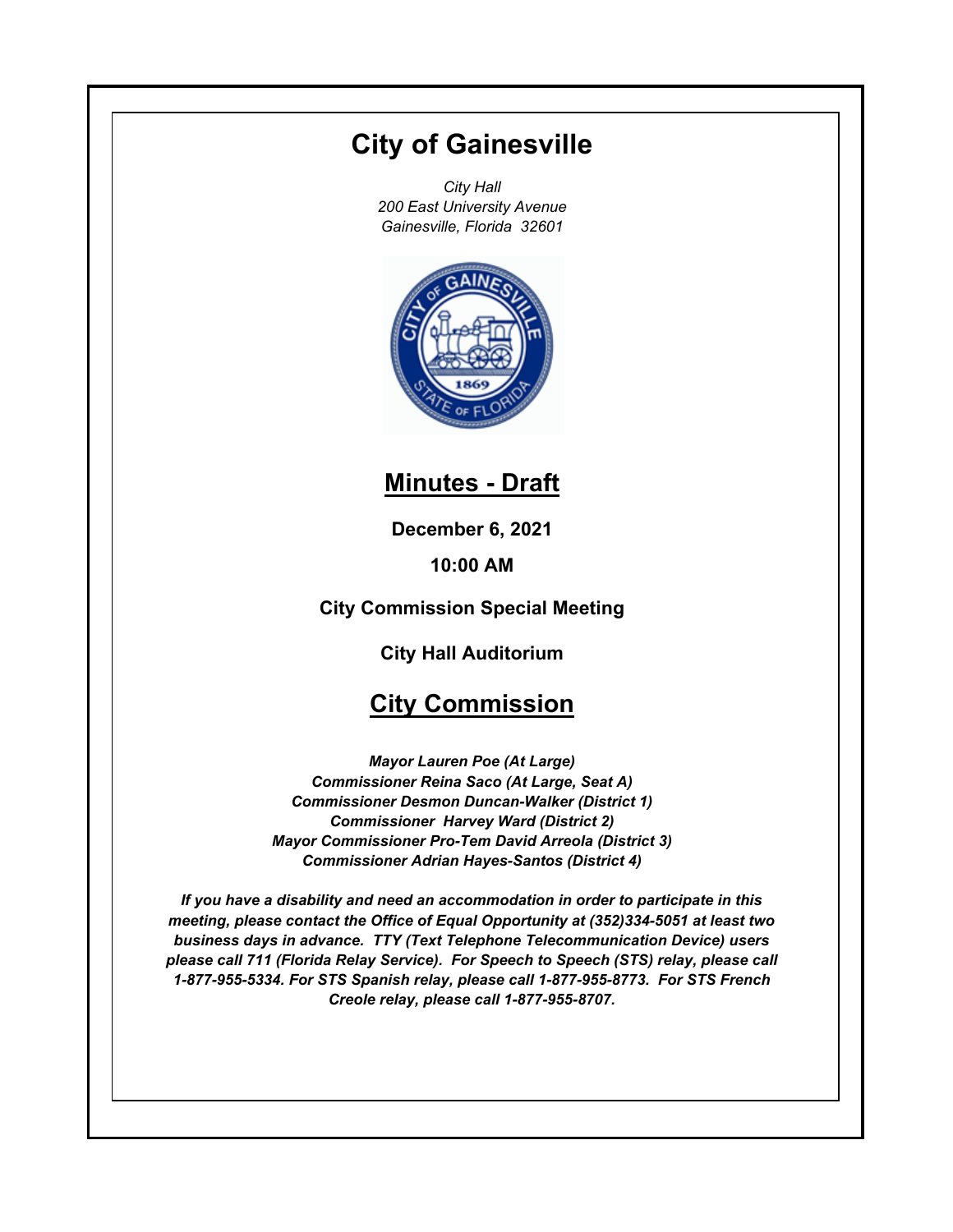# City of Gainesville

*City Hall*
*200 East University Avenue*
*Gainesville, Florida 32601*

## Minutes - Draft

**December 6, 2021**

**10:00 AM**

**City Commission Special Meeting**

**City Hall Auditorium**

## City Commission

***Mayor Lauren Poe (At Large)***
***Commissioner Reina Saco (At Large, Seat A)***
***Commissioner Desmon Duncan-Walker (District 1)***
***Commissioner Harvey Ward (District 2)***
***Mayor Commissioner Pro-Tem David Arreola (District 3)***
***Commissioner Adrian Hayes-Santos (District 4)***

***If you have a disability and need an accommodation in order to participate in this meeting, please contact the Office of Equal Opportunity at (352)334-5051 at least two business days in advance. TTY (Text Telephone Telecommunication Device) users please call 711 (Florida Relay Service). For Speech to Speech (STS) relay, please call 1-877-955-5334. For STS Spanish relay, please call 1-877-955-8773. For STS French Creole relay, please call 1-877-955-8707.***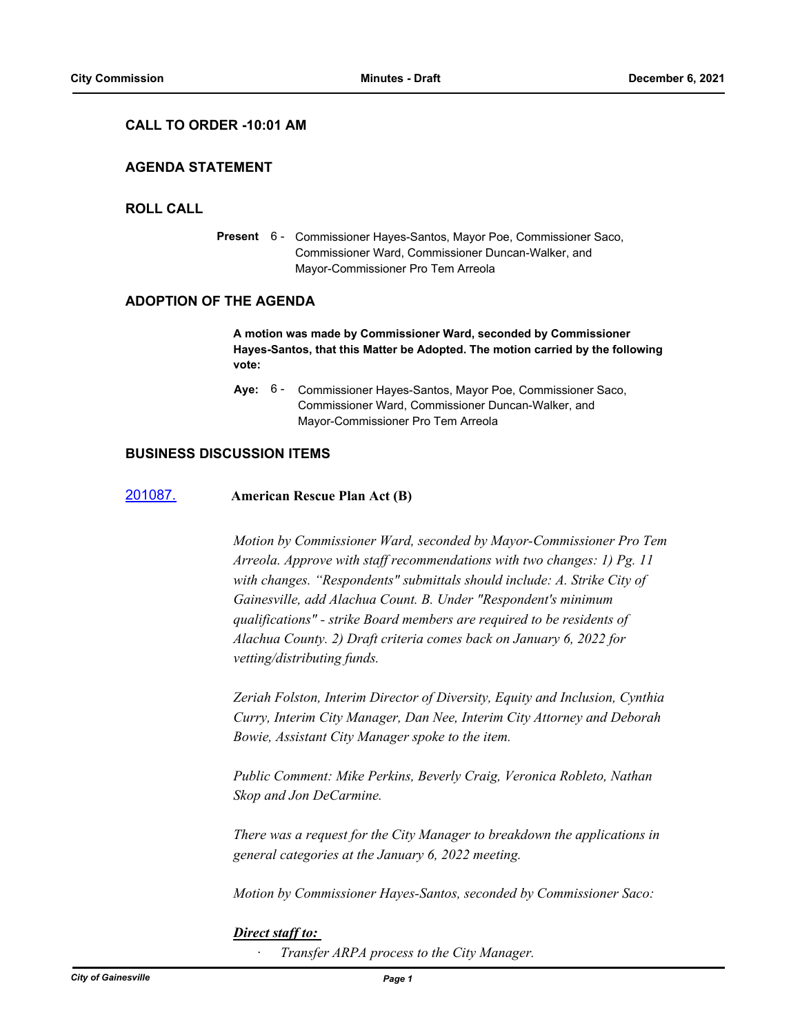## CALL TO ORDER -10:01 AM

## AGENDA STATEMENT

## ROLL CALL

**Present** 6 - Commissioner Hayes-Santos, Mayor Poe, Commissioner Saco, Commissioner Ward, Commissioner Duncan-Walker, and Mayor-Commissioner Pro Tem Arreola

## ADOPTION OF THE AGENDA

**A motion was made by Commissioner Ward, seconded by Commissioner Hayes-Santos, that this Matter be Adopted. The motion carried by the following vote:**

**Aye:** 6 - Commissioner Hayes-Santos, Mayor Poe, Commissioner Saco, Commissioner Ward, Commissioner Duncan-Walker, and Mayor-Commissioner Pro Tem Arreola

## BUSINESS DISCUSSION ITEMS

[201087.] **American Rescue Plan Act (B)**

*Motion by Commissioner Ward, seconded by Mayor-Commissioner Pro Tem Arreola. Approve with staff recommendations with two changes: 1) Pg. 11 with changes. "Respondents" submittals should include: A. Strike City of Gainesville, add Alachua Count. B. Under "Respondent's minimum qualifications" - strike Board members are required to be residents of Alachua County. 2) Draft criteria comes back on January 6, 2022 for vetting/distributing funds.*

*Zeriah Folston, Interim Director of Diversity, Equity and Inclusion, Cynthia Curry, Interim City Manager, Dan Nee, Interim City Attorney and Deborah Bowie, Assistant City Manager spoke to the item.*

*Public Comment: Mike Perkins, Beverly Craig, Veronica Robleto, Nathan Skop and Jon DeCarmine.*

*There was a request for the City Manager to breakdown the applications in general categories at the January 6, 2022 meeting.*

*Motion by Commissioner Hayes-Santos, seconded by Commissioner Saco:*

***Direct staff to:***

- *Transfer ARPA process to the City Manager.*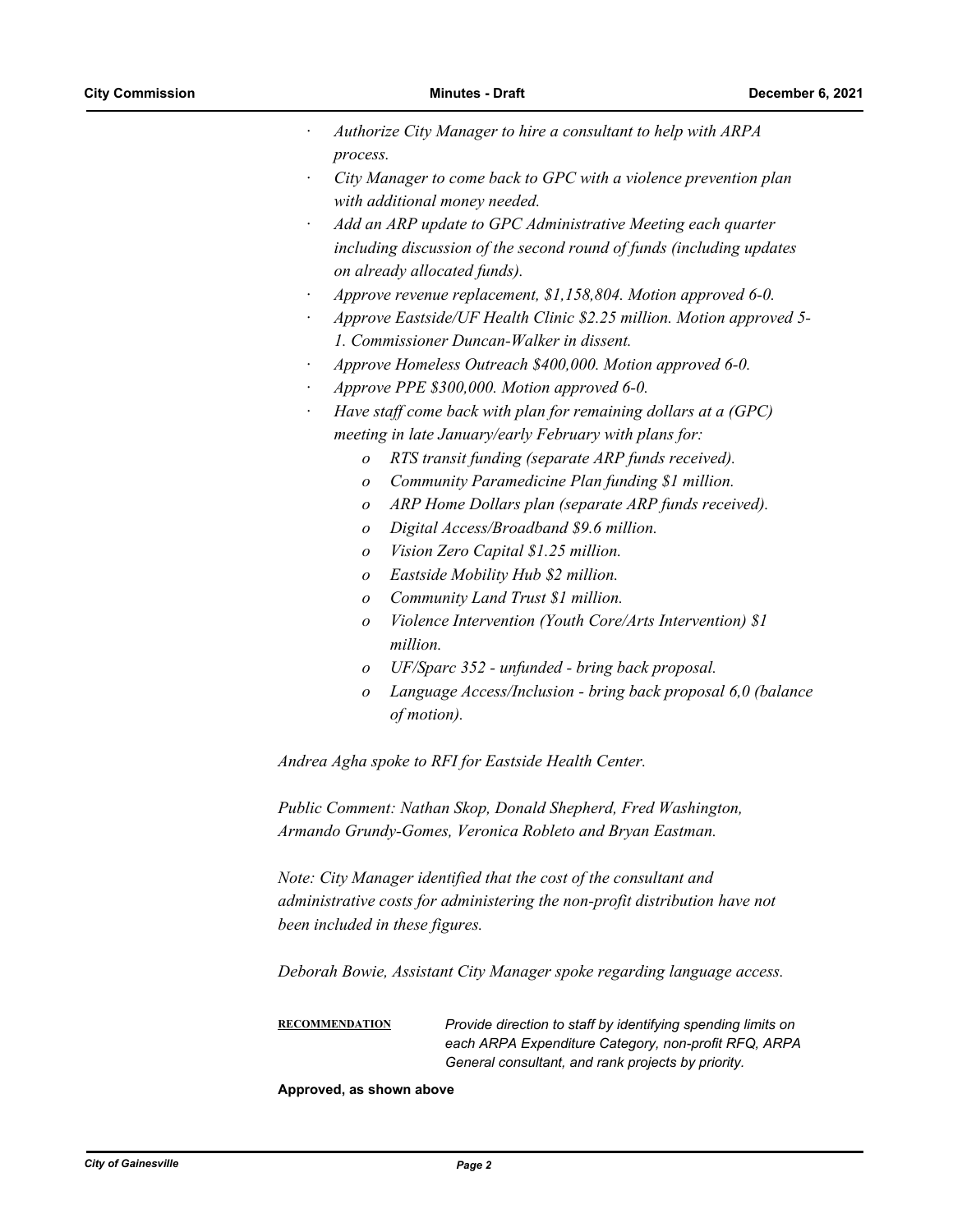- *Authorize City Manager to hire a consultant to help with ARPA process.*
- *City Manager to come back to GPC with a violence prevention plan with additional money needed.*
- *Add an ARP update to GPC Administrative Meeting each quarter including discussion of the second round of funds (including updates on already allocated funds).*
- *Approve revenue replacement, $1,158,804. Motion approved 6-0.*
- *Approve Eastside/UF Health Clinic $2.25 million. Motion approved 5-1. Commissioner Duncan-Walker in dissent.*
- *Approve Homeless Outreach $400,000. Motion approved 6-0.*
- *Approve PPE $300,000. Motion approved 6-0.*
- *Have staff come back with plan for remaining dollars at a (GPC) meeting in late January/early February with plans for:*
    - *RTS transit funding (separate ARP funds received).*
    - *Community Paramedicine Plan funding $1 million.*
    - *ARP Home Dollars plan (separate ARP funds received).*
    - *Digital Access/Broadband $9.6 million.*
    - *Vision Zero Capital $1.25 million.*
    - *Eastside Mobility Hub $2 million.*
    - *Community Land Trust $1 million.*
    - *Violence Intervention (Youth Core/Arts Intervention) $1 million.*
    - *UF/Sparc 352 - unfunded - bring back proposal.*
    - *Language Access/Inclusion - bring back proposal 6,0 (balance of motion).*

*Andrea Agha spoke to RFI for Eastside Health Center.*

*Public Comment: Nathan Skop, Donald Shepherd, Fred Washington, Armando Grundy-Gomes, Veronica Robleto and Bryan Eastman.*

*Note: City Manager identified that the cost of the consultant and administrative costs for administering the non-profit distribution have not been included in these figures.*

*Deborah Bowie, Assistant City Manager spoke regarding language access.*

**RECOMMENDATION** *Provide direction to staff by identifying spending limits on each ARPA Expenditure Category, non-profit RFQ, ARPA General consultant, and rank projects by priority.*

**Approved, as shown above**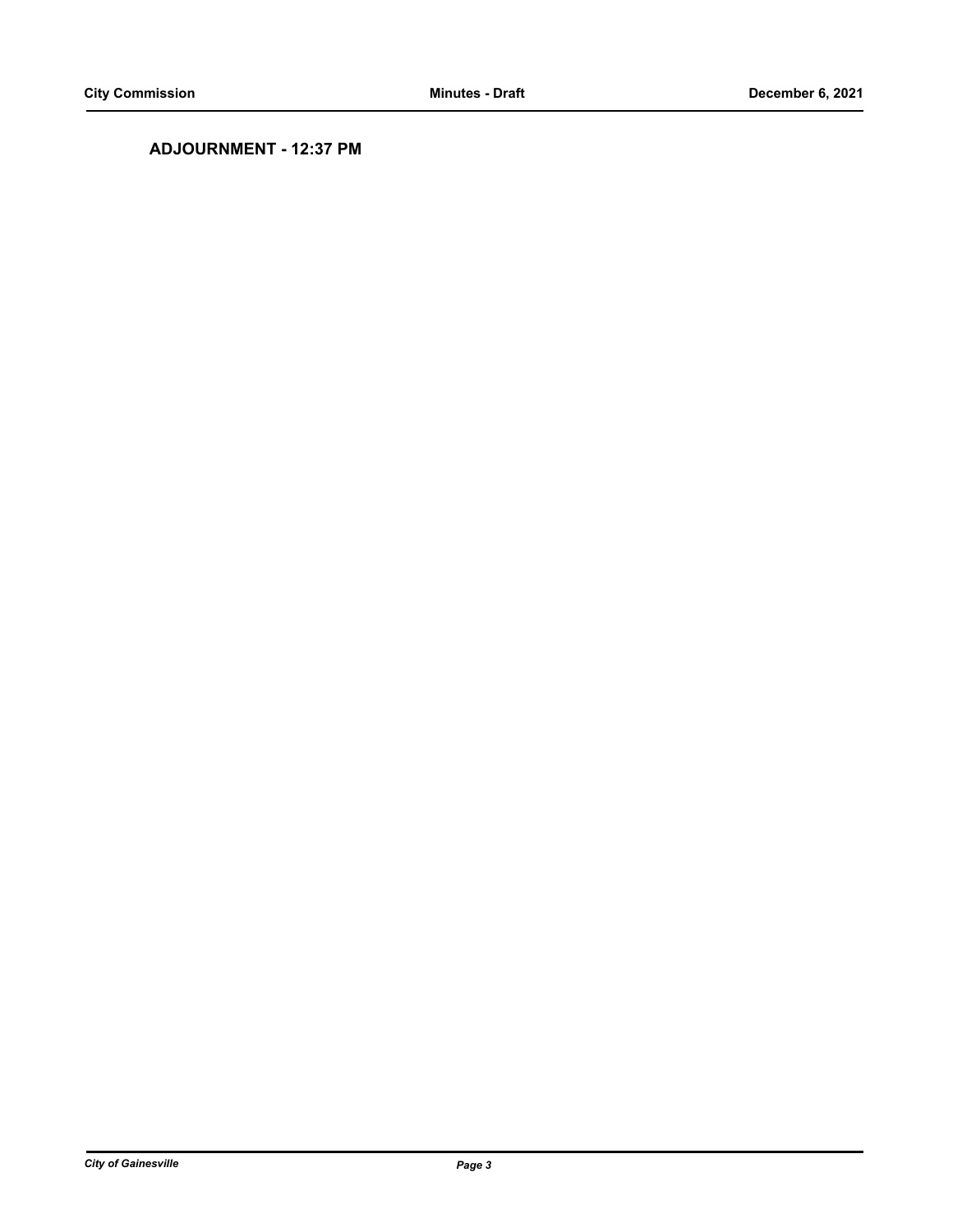## ADJOURNMENT - 12:37 PM